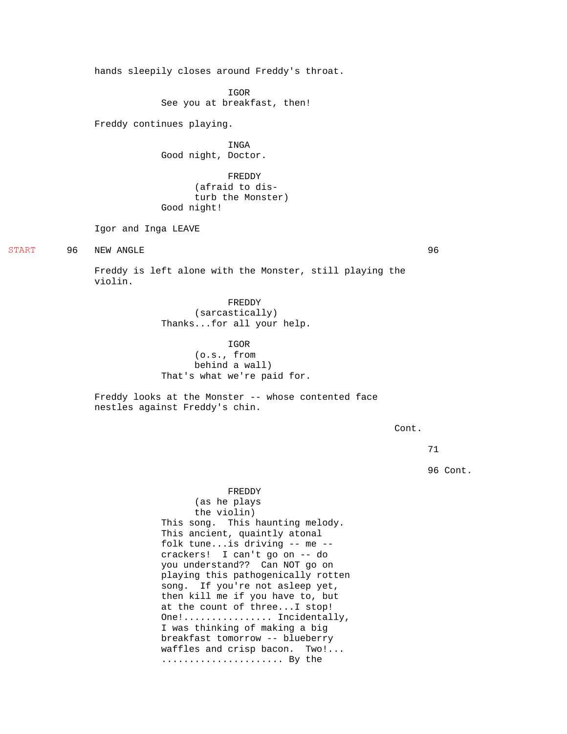hands sleepily closes around Freddy's throat.

IGOR
See you at breakfast, then!

Freddy continues playing.

INGA
Good night, Doctor.

FREDDY
(afraid to dis-
turb the Monster)
Good night!

Igor and Inga LEAVE

START 96 NEW ANGLE 96

Freddy is left alone with the Monster, still playing the violin.

FREDDY
(sarcastically)
Thanks...for all your help.

IGOR
(o.s., from
behind a wall)
That's what we're paid for.

Freddy looks at the Monster -- whose contented face nestles against Freddy's chin.

Cont.

96 Cont.

FREDDY
(as he plays
the violin)
This song. This haunting melody. This ancient, quaintly atonal folk tune...is driving -- me -- crackers! I can't go on -- do you understand?? Can NOT go on playing this pathogenically rotten song. If you're not asleep yet, then kill me if you have to, but at the count of three...I stop! One!................ Incidentally, I was thinking of making a big breakfast tomorrow -- blueberry waffles and crisp bacon. Two!... ...................... By the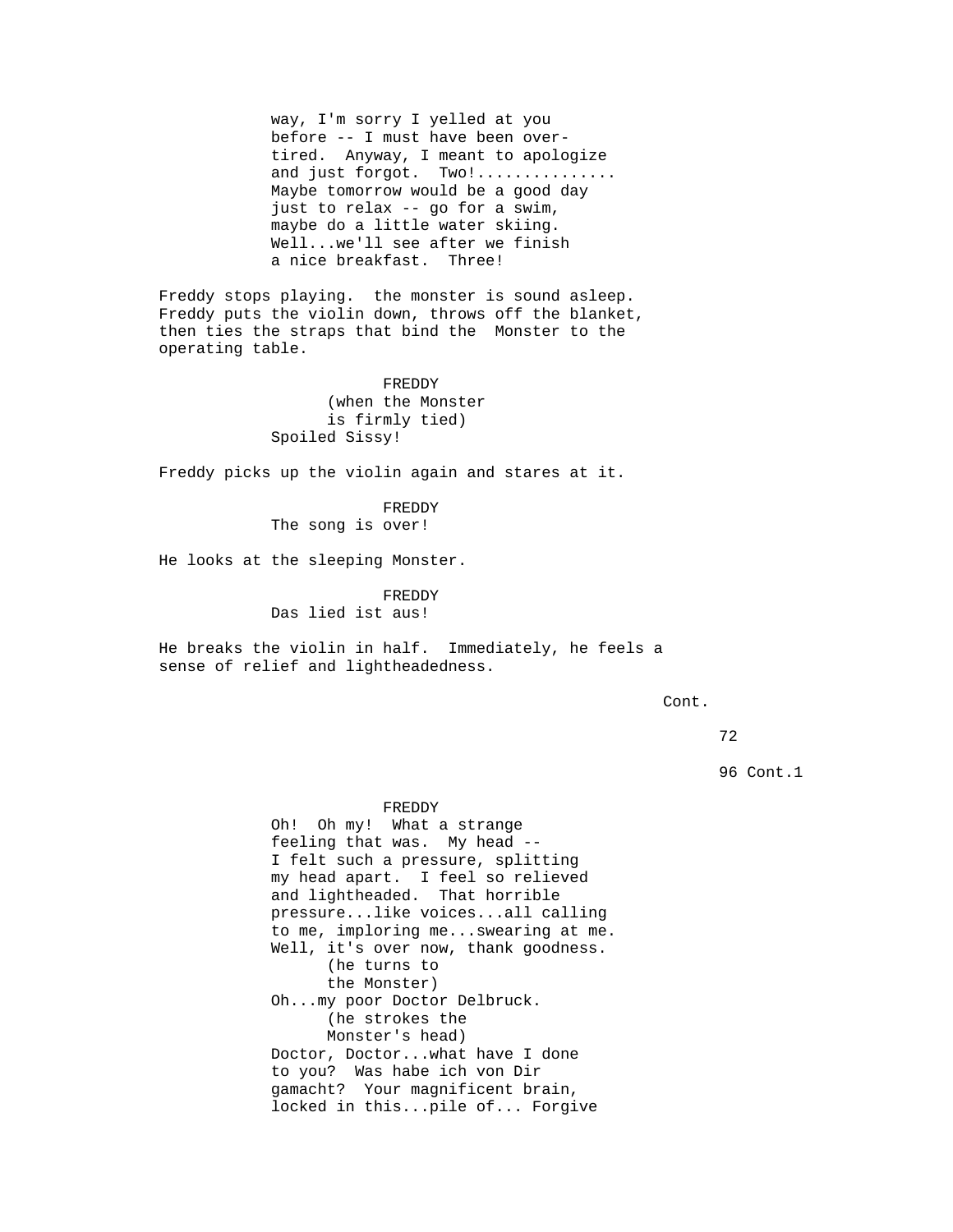way, I'm sorry I yelled at you
before -- I must have been over-
tired.  Anyway, I meant to apologize
and just forgot.  Two!..............
Maybe tomorrow would be a good day
just to relax -- go for a swim,
maybe do a little water skiing.
Well...we'll see after we finish
a nice breakfast.  Three!

Freddy stops playing.  the monster is sound asleep.
Freddy puts the violin down, throws off the blanket,
then ties the straps that bind the  Monster to the
operating table.

FREDDY
(when the Monster
is firmly tied)
Spoiled Sissy!

Freddy picks up the violin again and stares at it.

FREDDY
The song is over!

He looks at the sleeping Monster.

FREDDY
Das lied ist aus!

He breaks the violin in half.  Immediately, he feels a
sense of relief and lightheadedness.

Cont.

96 Cont.1

FREDDY
Oh!  Oh my!  What a strange
feeling that was.  My head --
I felt such a pressure, splitting
my head apart.  I feel so relieved
and lightheaded.  That horrible
pressure...like voices...all calling
to me, imploring me...swearing at me.
Well, it's over now, thank goodness.
(he turns to
the Monster)
Oh...my poor Doctor Delbruck.
(he strokes the
Monster's head)
Doctor, Doctor...what have I done
to you?  Was habe ich von Dir
gamacht?  Your magnificent brain,
locked in this...pile of... Forgive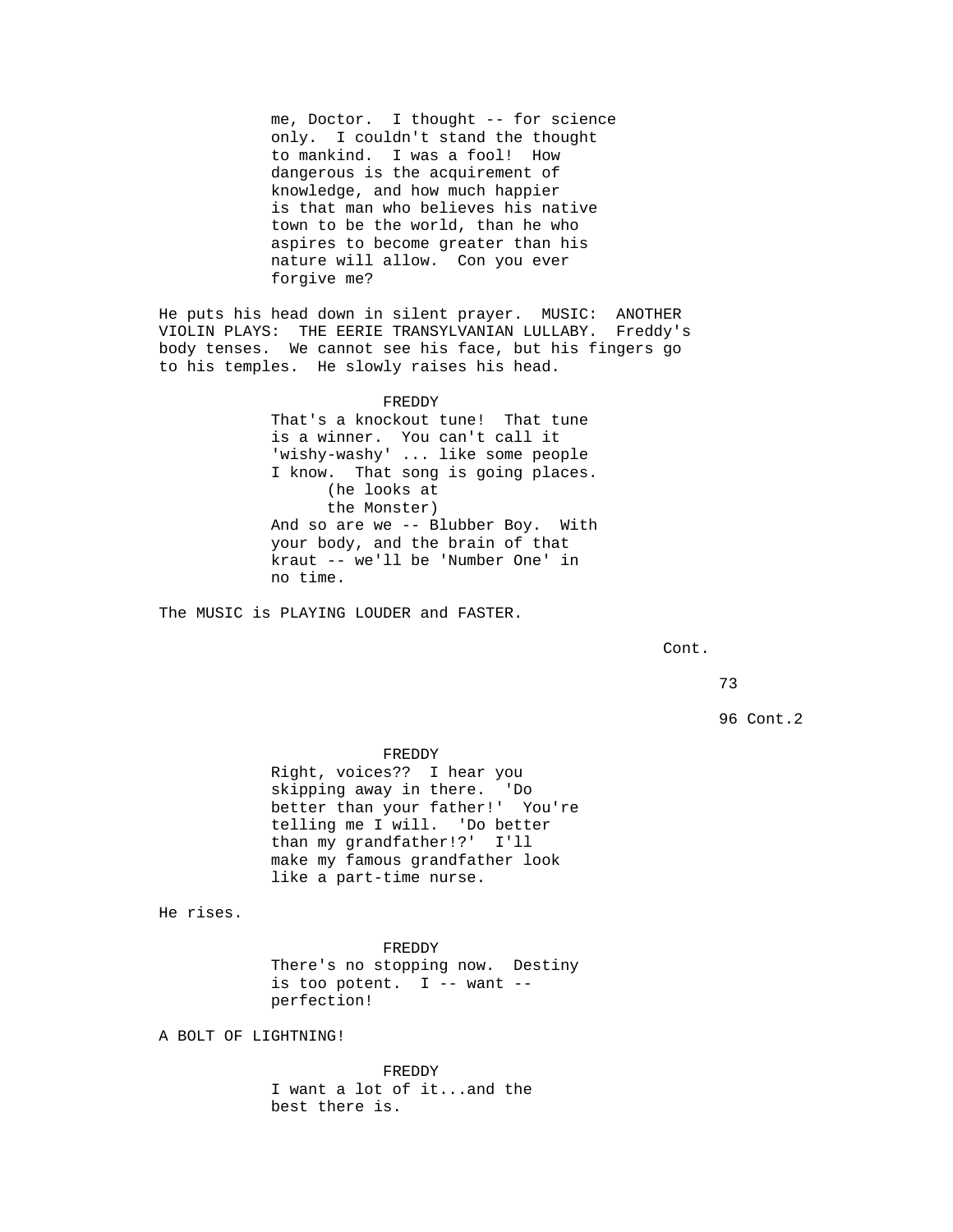me, Doctor. I thought -- for science only. I couldn't stand the thought to mankind. I was a fool! How dangerous is the acquirement of knowledge, and how much happier is that man who believes his native town to be the world, than he who aspires to become greater than his nature will allow. Con you ever forgive me?

He puts his head down in silent prayer. MUSIC: ANOTHER VIOLIN PLAYS: THE EERIE TRANSYLVANIAN LULLABY. Freddy's body tenses. We cannot see his face, but his fingers go to his temples. He slowly raises his head.

FREDDY

That's a knockout tune! That tune is a winner. You can't call it 'wishy-washy' ... like some people I know. That song is going places.

(he looks at the Monster)

And so are we -- Blubber Boy. With your body, and the brain of that kraut -- we'll be 'Number One' in no time.

The MUSIC is PLAYING LOUDER and FASTER.

Cont.

96 Cont.2

FREDDY

Right, voices?? I hear you skipping away in there. 'Do better than your father!' You're telling me I will. 'Do better than my grandfather!?' I'll make my famous grandfather look like a part-time nurse.

He rises.

FREDDY

There's no stopping now. Destiny is too potent. I -- want -- perfection!

A BOLT OF LIGHTNING!

FREDDY

I want a lot of it...and the best there is.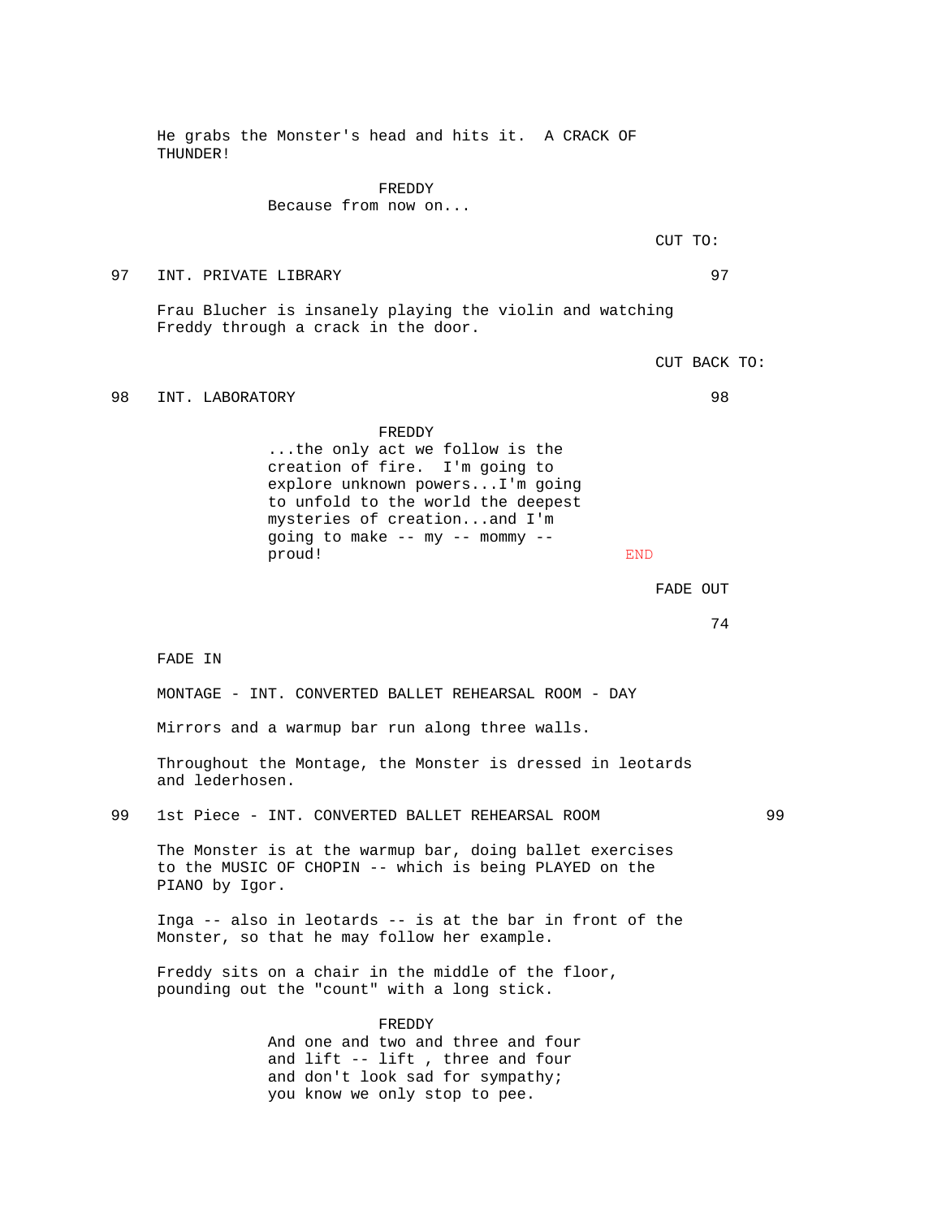He grabs the Monster's head and hits it. A CRACK OF THUNDER!

FREDDY
Because from now on...

CUT TO:

97 INT. PRIVATE LIBRARY 97

Frau Blucher is insanely playing the violin and watching Freddy through a crack in the door.

CUT BACK TO:

98 INT. LABORATORY 98

FREDDY
...the only act we follow is the creation of fire. I'm going to explore unknown powers...I'm going to unfold to the world the deepest mysteries of creation...and I'm going to make -- my -- mommy -- proud!

END

FADE OUT

74

FADE IN

MONTAGE - INT. CONVERTED BALLET REHEARSAL ROOM - DAY

Mirrors and a warmup bar run along three walls.

Throughout the Montage, the Monster is dressed in leotards and lederhosen.

99 1st Piece - INT. CONVERTED BALLET REHEARSAL ROOM 99

The Monster is at the warmup bar, doing ballet exercises to the MUSIC OF CHOPIN -- which is being PLAYED on the PIANO by Igor.

Inga -- also in leotards -- is at the bar in front of the Monster, so that he may follow her example.

Freddy sits on a chair in the middle of the floor, pounding out the "count" with a long stick.

FREDDY
And one and two and three and four
and lift -- lift , three and four
and don't look sad for sympathy;
you know we only stop to pee.